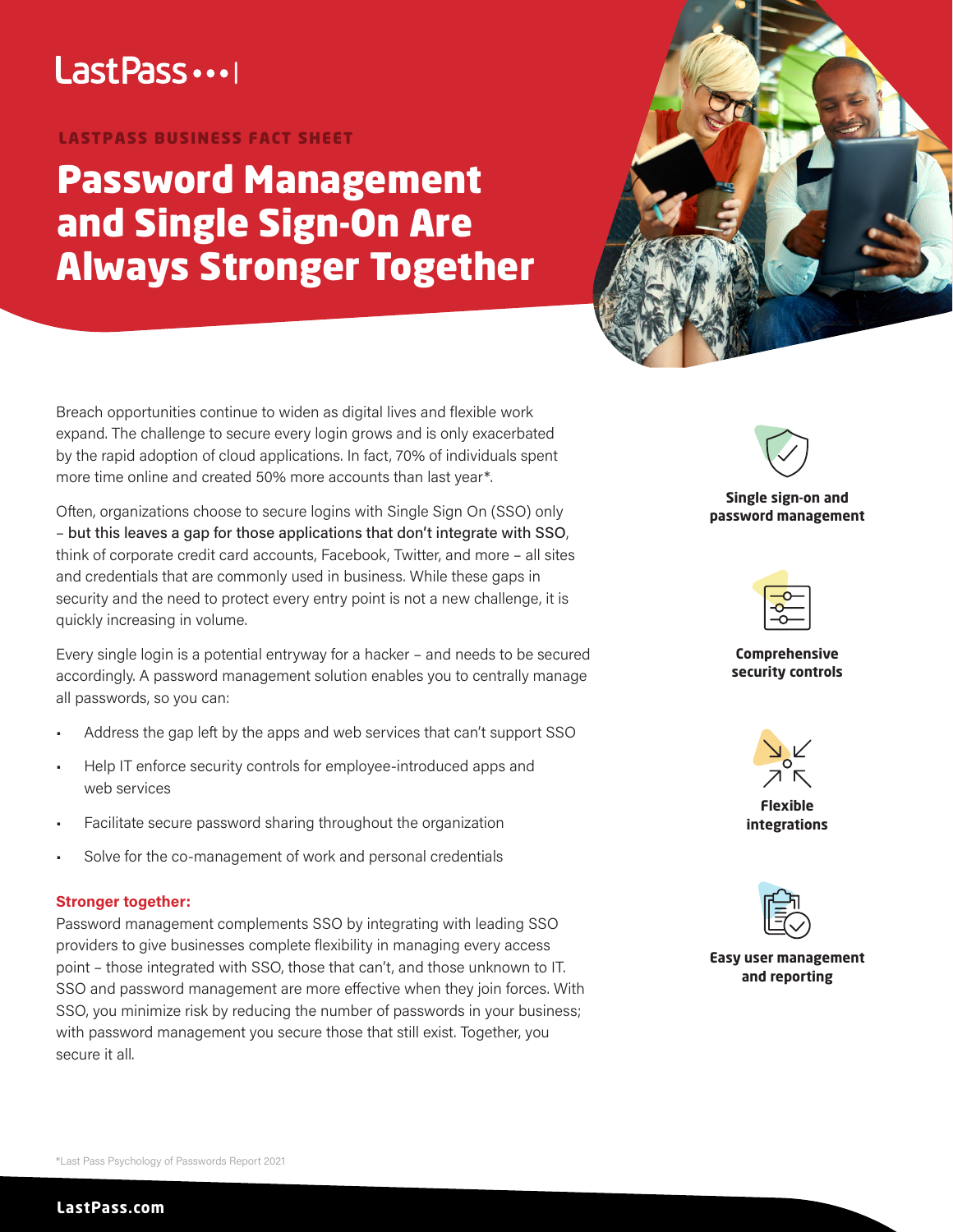LastPass •••|

LASTPASS BUSINESS FACT SHEET

# Password Management and Single Sign-On Are Always Stronger Together

Breach opportunities continue to widen as digital lives and flexible work expand. The challenge to secure every login grows and is only exacerbated by the rapid adoption of cloud applications. In fact, 70% of individuals spent more time online and created 50% more accounts than last year*.

Often, organizations choose to secure logins with Single Sign On (SSO) only – but this leaves a gap for those applications that don't integrate with SSO, think of corporate credit card accounts, Facebook, Twitter, and more – all sites and credentials that are commonly used in business. While these gaps in security and the need to protect every entry point is not a new challenge, it is quickly increasing in volume.

Every single login is a potential entryway for a hacker – and needs to be secured accordingly. A password management solution enables you to centrally manage all passwords, so you can:

- Address the gap left by the apps and web services that can't support SSO
- Help IT enforce security controls for employee-introduced apps and web services
- Facilitate secure password sharing throughout the organization
- Solve for the co-management of work and personal credentials

**Stronger together:**

Password management complements SSO by integrating with leading SSO providers to give businesses complete flexibility in managing every access point – those integrated with SSO, those that can't, and those unknown to IT. SSO and password management are more effective when they join forces. With SSO, you minimize risk by reducing the number of passwords in your business; with password management you secure those that still exist. Together, you secure it all.

**Single sign-on and password management**

**Comprehensive security controls**

**Flexible integrations**

**Easy user management and reporting**

*Last Pass Psychology of Passwords Report 2021

LastPass.com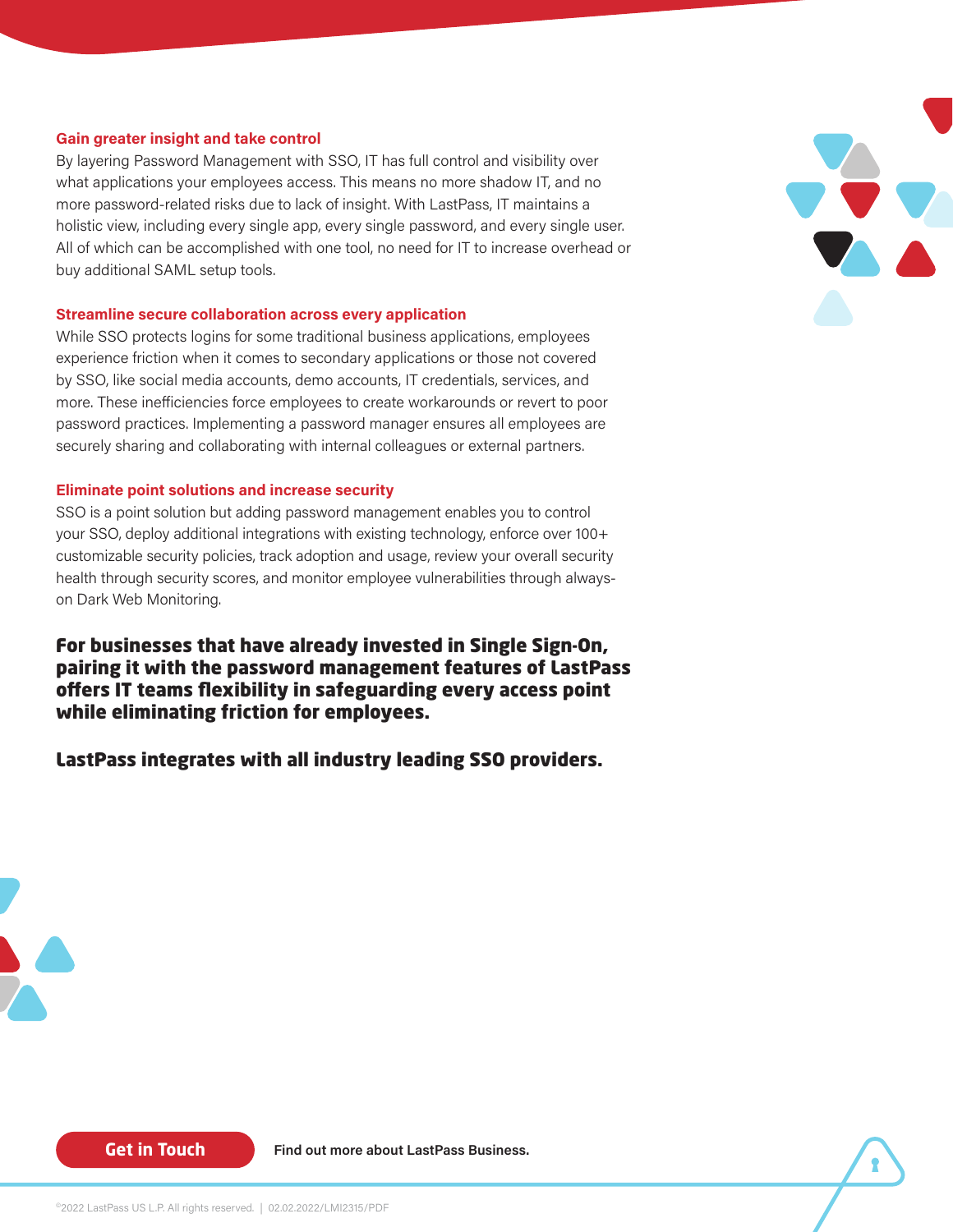### Gain greater insight and take control

By layering Password Management with SSO, IT has full control and visibility over what applications your employees access. This means no more shadow IT, and no more password-related risks due to lack of insight. With LastPass, IT maintains a holistic view, including every single app, every single password, and every single user. All of which can be accomplished with one tool, no need for IT to increase overhead or buy additional SAML setup tools.

### Streamline secure collaboration across every application

While SSO protects logins for some traditional business applications, employees experience friction when it comes to secondary applications or those not covered by SSO, like social media accounts, demo accounts, IT credentials, services, and more. These inefficiencies force employees to create workarounds or revert to poor password practices. Implementing a password manager ensures all employees are securely sharing and collaborating with internal colleagues or external partners.

### Eliminate point solutions and increase security

SSO is a point solution but adding password management enables you to control your SSO, deploy additional integrations with existing technology, enforce over 100+ customizable security policies, track adoption and usage, review your overall security health through security scores, and monitor employee vulnerabilities through always-on Dark Web Monitoring.

**For businesses that have already invested in Single Sign-On, pairing it with the password management features of LastPass offers IT teams flexibility in safeguarding every access point while eliminating friction for employees.**

**LastPass integrates with all industry leading SSO providers.**

**Get in Touch** **Find out more about LastPass Business.**

©2022 LastPass US L.P. All rights reserved. | 02.02.2022/LMI2315/PDF